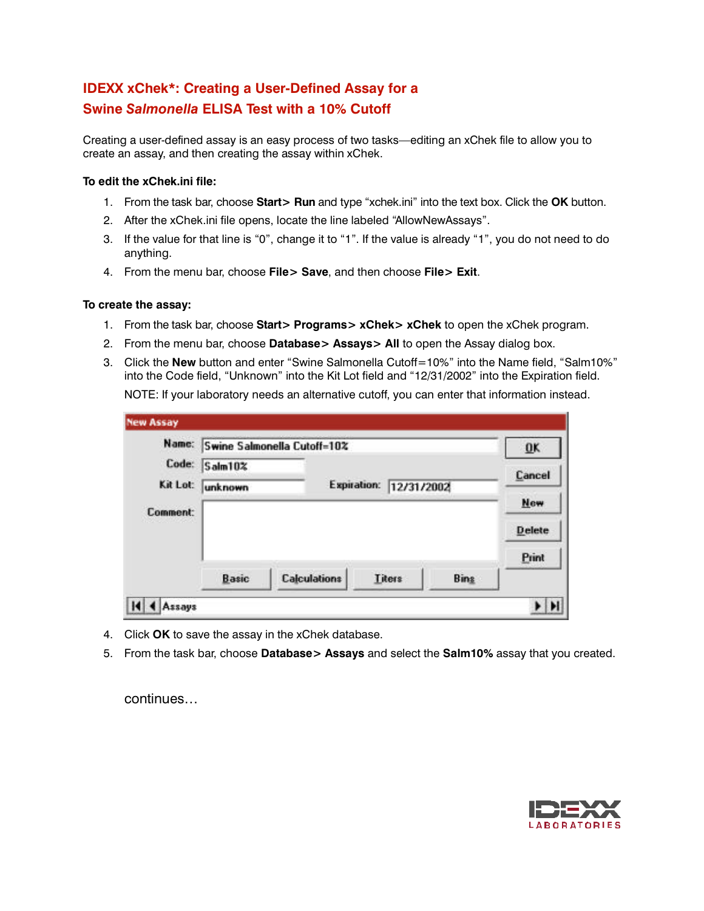# IDEXX xChek*: Creating a User-Defined Assay for a Swine *Salmonella* ELISA Test with a 10% Cutoff

Creating a user-defined assay is an easy process of two tasks—editing an xChek file to allow you to create an assay, and then creating the assay within xChek.

**To edit the xChek.ini file:**

1. From the task bar, choose **Start> Run** and type “xchek.ini” into the text box. Click the **OK** button.
2. After the xChek.ini file opens, locate the line labeled “AllowNewAssays”.
3. If the value for that line is “0”, change it to “1”. If the value is already “1”, you do not need to do anything.
4. From the menu bar, choose **File> Save**, and then choose **File> Exit**.

**To create the assay:**

1. From the task bar, choose **Start> Programs> xChek> xChek** to open the xChek program.
2. From the menu bar, choose **Database> Assays> All** to open the Assay dialog box.
3. Click the **New** button and enter “Swine Salmonella Cutoff=10%” into the Name field, “Salm10%” into the Code field, “Unknown” into the Kit Lot field and “12/31/2002” into the Expiration field.

   NOTE: If your laboratory needs an alternative cutoff, you can enter that information instead.

4. Click **OK** to save the assay in the xChek database.
5. From the task bar, choose **Database> Assays** and select the **Salm10%** assay that you created.

continues…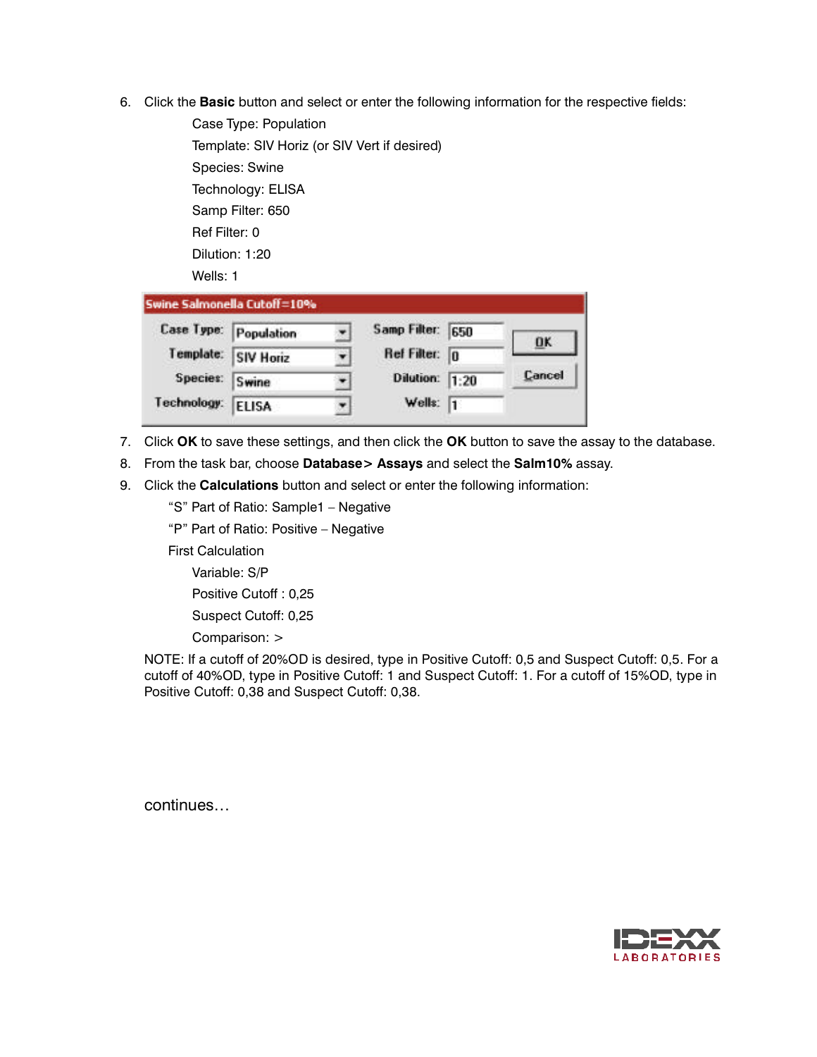6. Click the **Basic** button and select or enter the following information for the respective fields:

   Case Type: Population

   Template: SIV Horiz (or SIV Vert if desired)

   Species: Swine

   Technology: ELISA

   Samp Filter: 650

   Ref Filter: 0

   Dilution: 1:20

   Wells: 1

   **Swine Salmonella Cutoff=10%**

   | Field | Value | Field | Value | |
   |---|---|---|---|---|
   | Case Type: | Population | Samp Filter: | 650 | OK |
   | Template: | SIV Horiz | Ref Filter: | 0 | |
   | Species: | Swine | Dilution: | 1:20 | Cancel |
   | Technology: | ELISA | Wells: | 1 | |

7. Click **OK** to save these settings, and then click the **OK** button to save the assay to the database.
8. From the task bar, choose **Database> Assays** and select the **Salm10%** assay.
9. Click the **Calculations** button and select or enter the following information:

   "S" Part of Ratio: Sample1 – Negative

   "P" Part of Ratio: Positive – Negative

   First Calculation

   Variable: S/P

   Positive Cutoff : 0,25

   Suspect Cutoff: 0,25

   Comparison: >

   NOTE: If a cutoff of 20%OD is desired, type in Positive Cutoff: 0,5 and Suspect Cutoff: 0,5. For a cutoff of 40%OD, type in Positive Cutoff: 1 and Suspect Cutoff: 1. For a cutoff of 15%OD, type in Positive Cutoff: 0,38 and Suspect Cutoff: 0,38.

continues…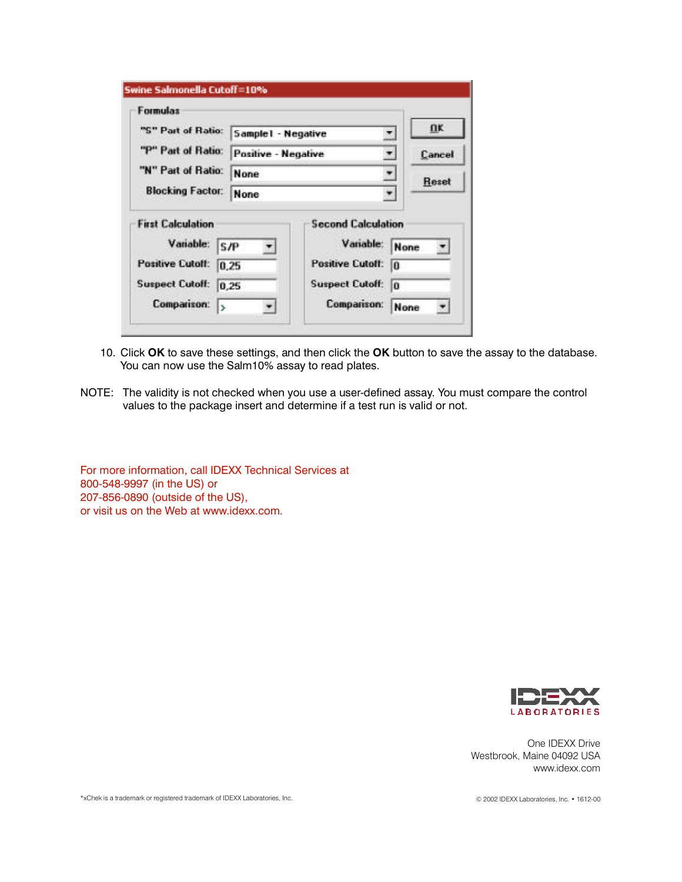**Swine Salmonella Cutoff=10%**

**Formulas**

"S" Part of Ratio: Sample1 - Negative

"P" Part of Ratio: Positive - Negative

"N" Part of Ratio: None

Blocking Factor: None

OK

Cancel

Reset

**First Calculation**

Variable: S/P

Positive Cutoff: 0,25

Suspect Cutoff: 0,25

Comparison: >

**Second Calculation**

Variable: None

Positive Cutoff: 0

Suspect Cutoff: 0

Comparison: None

10. Click **OK** to save these settings, and then click the **OK** button to save the assay to the database. You can now use the Salm10% assay to read plates.

NOTE: The validity is not checked when you use a user-defined assay. You must compare the control values to the package insert and determine if a test run is valid or not.

For more information, call IDEXX Technical Services at
800-548-9997 (in the US) or
207-856-0890 (outside of the US),
or visit us on the Web at www.idexx.com.

IDEXX LABORATORIES

One IDEXX Drive
Westbrook, Maine 04092 USA
www.idexx.com

*xChek is a trademark or registered trademark of IDEXX Laboratories, Inc.

© 2002 IDEXX Laboratories, Inc. • 1612-00